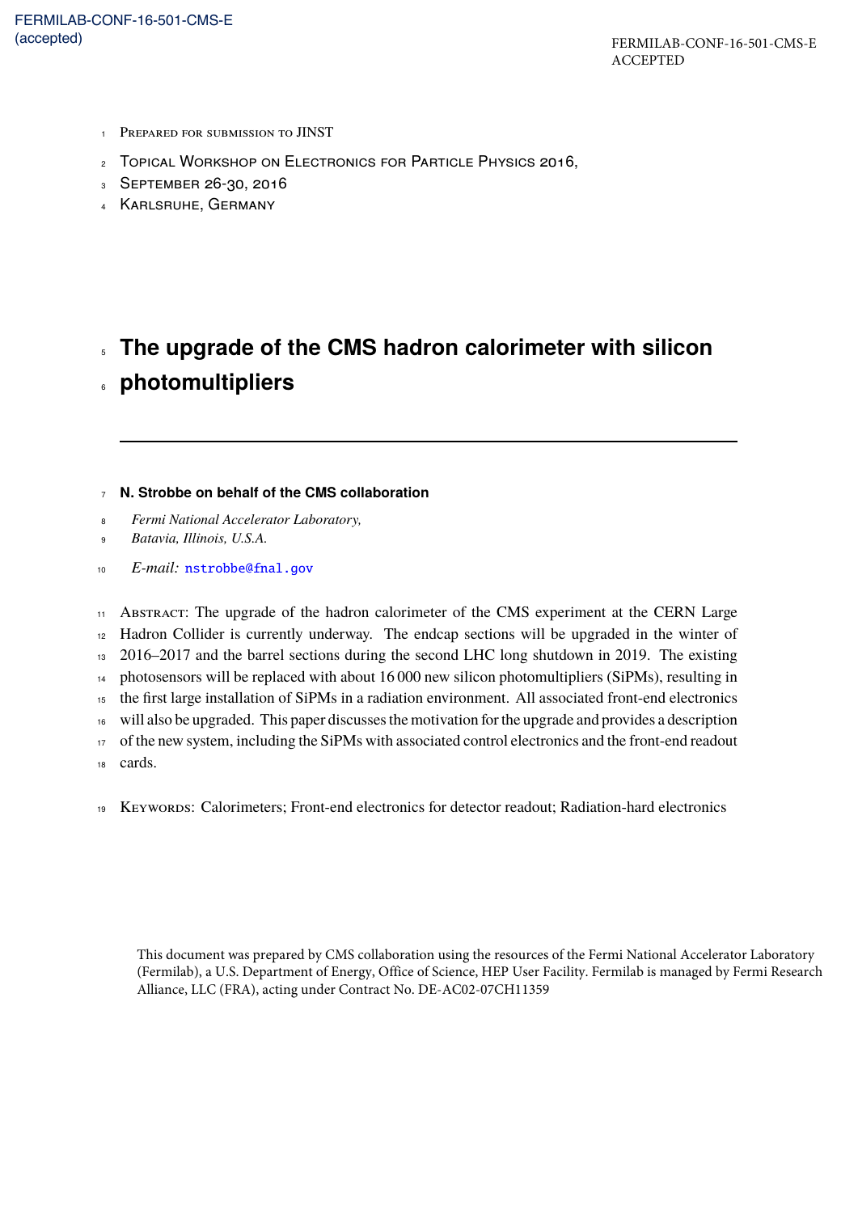FERMILAB-CONF-16-501-CMS-E
ACCEPTED

Prepared for submission to JINST

Topical Workshop on Electronics for Particle Physics 2016,
September 26-30, 2016
Karlsruhe, Germany

# The upgrade of the CMS hadron calorimeter with silicon photomultipliers

**N. Strobbe on behalf of the CMS collaboration**

*Fermi National Accelerator Laboratory,*
*Batavia, Illinois, U.S.A.*

*E-mail:* nstrobbe@fnal.gov

Abstract: The upgrade of the hadron calorimeter of the CMS experiment at the CERN Large Hadron Collider is currently underway. The endcap sections will be upgraded in the winter of 2016–2017 and the barrel sections during the second LHC long shutdown in 2019. The existing photosensors will be replaced with about 16 000 new silicon photomultipliers (SiPMs), resulting in the first large installation of SiPMs in a radiation environment. All associated front-end electronics will also be upgraded. This paper discusses the motivation for the upgrade and provides a description of the new system, including the SiPMs with associated control electronics and the front-end readout cards.

Keywords: Calorimeters; Front-end electronics for detector readout; Radiation-hard electronics

This document was prepared by CMS collaboration using the resources of the Fermi National Accelerator Laboratory (Fermilab), a U.S. Department of Energy, Office of Science, HEP User Facility. Fermilab is managed by Fermi Research Alliance, LLC (FRA), acting under Contract No. DE-AC02-07CH11359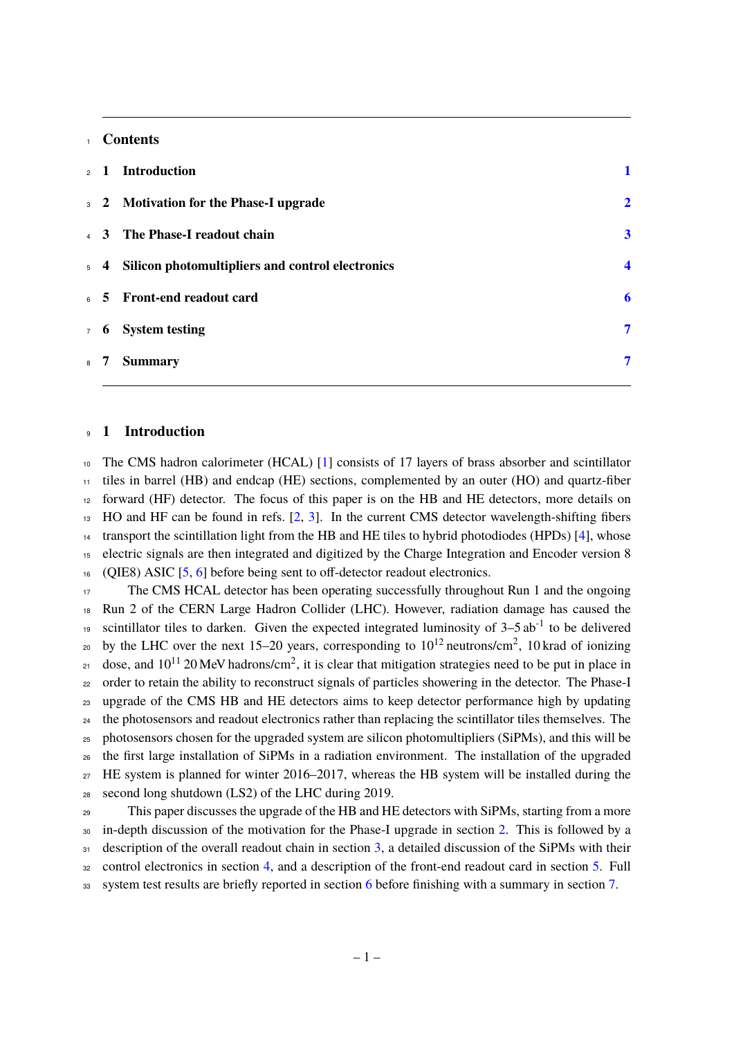## Contents

1 Introduction 1

2 Motivation for the Phase-I upgrade 2

3 The Phase-I readout chain 3

4 Silicon photomultipliers and control electronics 4

5 Front-end readout card 6

6 System testing 7

7 Summary 7

## 1 Introduction

The CMS hadron calorimeter (HCAL) [1] consists of 17 layers of brass absorber and scintillator tiles in barrel (HB) and endcap (HE) sections, complemented by an outer (HO) and quartz-fiber forward (HF) detector. The focus of this paper is on the HB and HE detectors, more details on HO and HF can be found in refs. [2, 3]. In the current CMS detector wavelength-shifting fibers transport the scintillation light from the HB and HE tiles to hybrid photodiodes (HPDs) [4], whose electric signals are then integrated and digitized by the Charge Integration and Encoder version 8 (QIE8) ASIC [5, 6] before being sent to off-detector readout electronics.

The CMS HCAL detector has been operating successfully throughout Run 1 and the ongoing Run 2 of the CERN Large Hadron Collider (LHC). However, radiation damage has caused the scintillator tiles to darken. Given the expected integrated luminosity of 3–5 $\mathrm{ab}^{-1}$ to be delivered by the LHC over the next 15–20 years, corresponding to $10^{12}$ neutrons/cm$^2$, 10 krad of ionizing dose, and $10^{11}$ 20 MeV hadrons/cm$^2$, it is clear that mitigation strategies need to be put in place in order to retain the ability to reconstruct signals of particles showering in the detector. The Phase-I upgrade of the CMS HB and HE detectors aims to keep detector performance high by updating the photosensors and readout electronics rather than replacing the scintillator tiles themselves. The photosensors chosen for the upgraded system are silicon photomultipliers (SiPMs), and this will be the first large installation of SiPMs in a radiation environment. The installation of the upgraded HE system is planned for winter 2016–2017, whereas the HB system will be installed during the second long shutdown (LS2) of the LHC during 2019.

This paper discusses the upgrade of the HB and HE detectors with SiPMs, starting from a more in-depth discussion of the motivation for the Phase-I upgrade in section 2. This is followed by a description of the overall readout chain in section 3, a detailed discussion of the SiPMs with their control electronics in section 4, and a description of the front-end readout card in section 5. Full system test results are briefly reported in section 6 before finishing with a summary in section 7.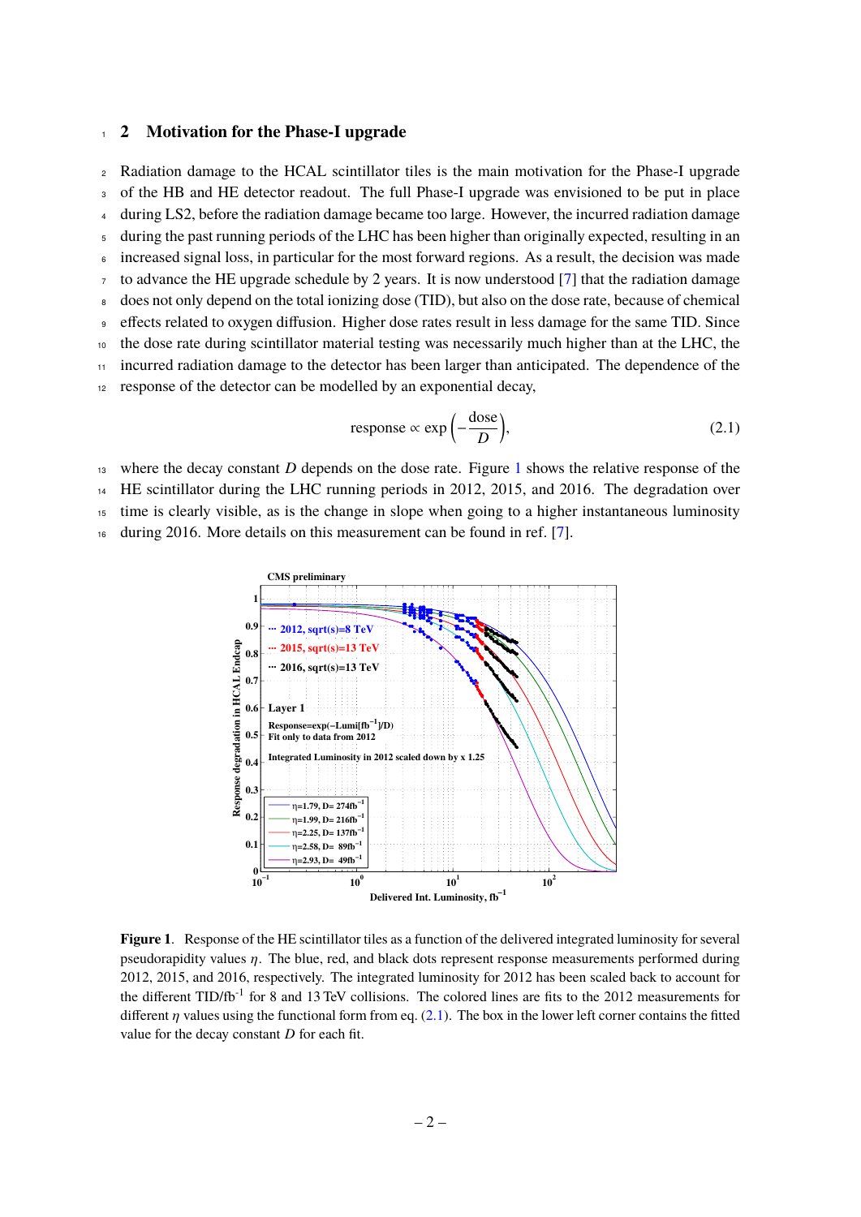## 2 Motivation for the Phase-I upgrade

Radiation damage to the HCAL scintillator tiles is the main motivation for the Phase-I upgrade of the HB and HE detector readout. The full Phase-I upgrade was envisioned to be put in place during LS2, before the radiation damage became too large. However, the incurred radiation damage during the past running periods of the LHC has been higher than originally expected, resulting in an increased signal loss, in particular for the most forward regions. As a result, the decision was made to advance the HE upgrade schedule by 2 years. It is now understood [7] that the radiation damage does not only depend on the total ionizing dose (TID), but also on the dose rate, because of chemical effects related to oxygen diffusion. Higher dose rates result in less damage for the same TID. Since the dose rate during scintillator material testing was necessarily much higher than at the LHC, the incurred radiation damage to the detector has been larger than anticipated. The dependence of the response of the detector can be modelled by an exponential decay,

$$\text{response} \propto \exp\left(-\frac{\text{dose}}{D}\right), \tag{2.1}$$

where the decay constant $D$ depends on the dose rate. Figure 1 shows the relative response of the HE scintillator during the LHC running periods in 2012, 2015, and 2016. The degradation over time is clearly visible, as is the change in slope when going to a higher instantaneous luminosity during 2016. More details on this measurement can be found in ref. [7].

**Figure 1**. Response of the HE scintillator tiles as a function of the delivered integrated luminosity for several pseudorapidity values $\eta$. The blue, red, and black dots represent response measurements performed during 2012, 2015, and 2016, respectively. The integrated luminosity for 2012 has been scaled back to account for the different TID/fb$^{-1}$ for 8 and 13 TeV collisions. The colored lines are fits to the 2012 measurements for different $\eta$ values using the functional form from eq. (2.1). The box in the lower left corner contains the fitted value for the decay constant $D$ for each fit.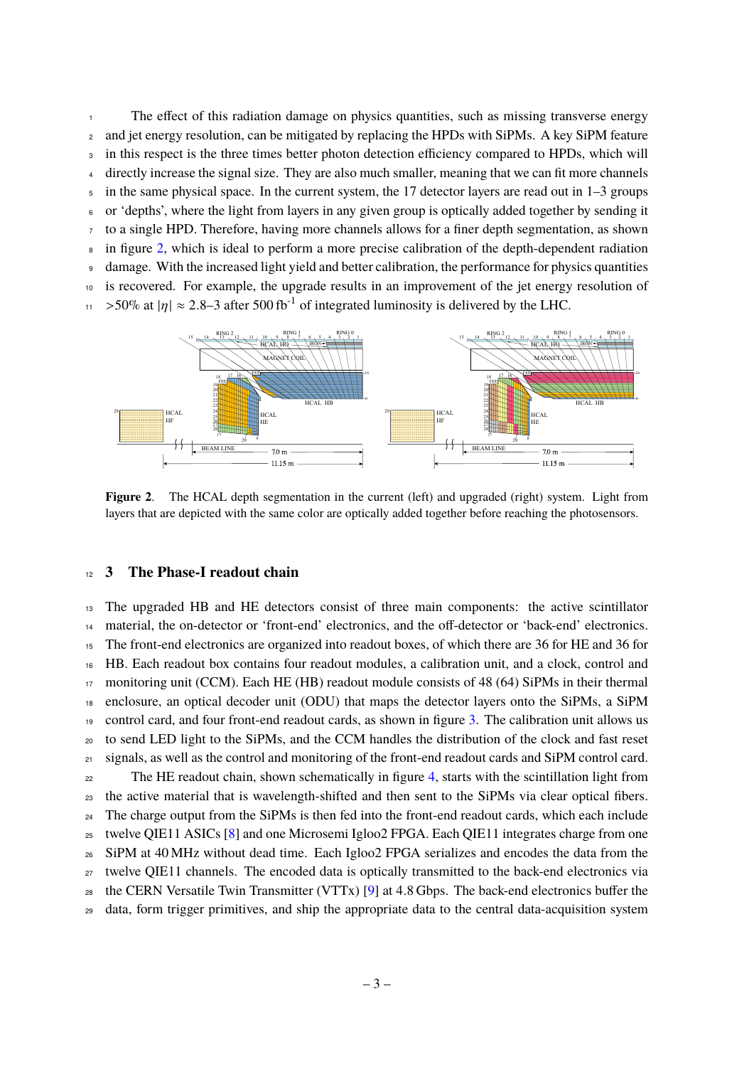The effect of this radiation damage on physics quantities, such as missing transverse energy and jet energy resolution, can be mitigated by replacing the HPDs with SiPMs. A key SiPM feature in this respect is the three times better photon detection efficiency compared to HPDs, which will directly increase the signal size. They are also much smaller, meaning that we can fit more channels in the same physical space. In the current system, the 17 detector layers are read out in 1–3 groups or 'depths', where the light from layers in any given group is optically added together by sending it to a single HPD. Therefore, having more channels allows for a finer depth segmentation, as shown in figure 2, which is ideal to perform a more precise calibration of the depth-dependent radiation damage. With the increased light yield and better calibration, the performance for physics quantities is recovered. For example, the upgrade results in an improvement of the jet energy resolution of >50% at $|\eta| \approx 2.8$–3 after 500 fb$^{-1}$ of integrated luminosity is delivered by the LHC.

**Figure 2**. The HCAL depth segmentation in the current (left) and upgraded (right) system. Light from layers that are depicted with the same color are optically added together before reaching the photosensors.

## 3 The Phase-I readout chain

The upgraded HB and HE detectors consist of three main components: the active scintillator material, the on-detector or 'front-end' electronics, and the off-detector or 'back-end' electronics. The front-end electronics are organized into readout boxes, of which there are 36 for HE and 36 for HB. Each readout box contains four readout modules, a calibration unit, and a clock, control and monitoring unit (CCM). Each HE (HB) readout module consists of 48 (64) SiPMs in their thermal enclosure, an optical decoder unit (ODU) that maps the detector layers onto the SiPMs, a SiPM control card, and four front-end readout cards, as shown in figure 3. The calibration unit allows us to send LED light to the SiPMs, and the CCM handles the distribution of the clock and fast reset signals, as well as the control and monitoring of the front-end readout cards and SiPM control card.

The HE readout chain, shown schematically in figure 4, starts with the scintillation light from the active material that is wavelength-shifted and then sent to the SiPMs via clear optical fibers. The charge output from the SiPMs is then fed into the front-end readout cards, which each include twelve QIE11 ASICs [8] and one Microsemi Igloo2 FPGA. Each QIE11 integrates charge from one SiPM at 40 MHz without dead time. Each Igloo2 FPGA serializes and encodes the data from the twelve QIE11 channels. The encoded data is optically transmitted to the back-end electronics via the CERN Versatile Twin Transmitter (VTTx) [9] at 4.8 Gbps. The back-end electronics buffer the data, form trigger primitives, and ship the appropriate data to the central data-acquisition system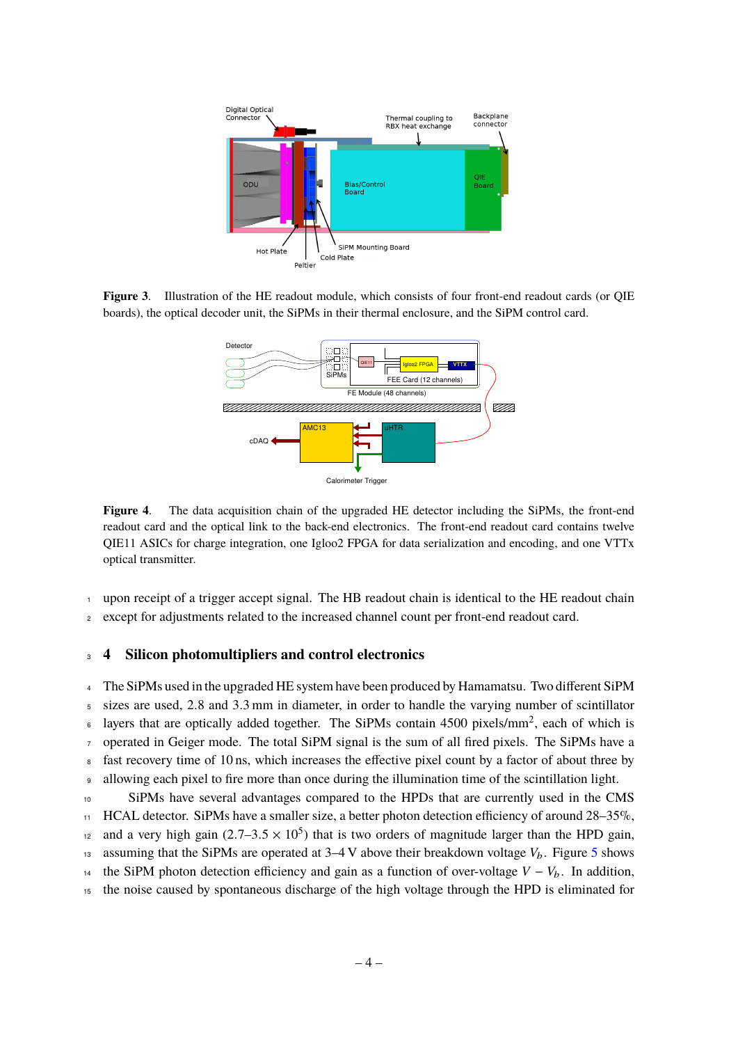**Figure 3**. Illustration of the HE readout module, which consists of four front-end readout cards (or QIE boards), the optical decoder unit, the SiPMs in their thermal enclosure, and the SiPM control card.

**Figure 4**. The data acquisition chain of the upgraded HE detector including the SiPMs, the front-end readout card and the optical link to the back-end electronics. The front-end readout card contains twelve QIE11 ASICs for charge integration, one Igloo2 FPGA for data serialization and encoding, and one VTTx optical transmitter.

upon receipt of a trigger accept signal. The HB readout chain is identical to the HE readout chain except for adjustments related to the increased channel count per front-end readout card.

## 4 Silicon photomultipliers and control electronics

The SiPMs used in the upgraded HE system have been produced by Hamamatsu. Two different SiPM sizes are used, 2.8 and 3.3 mm in diameter, in order to handle the varying number of scintillator layers that are optically added together. The SiPMs contain 4500 pixels/mm$^2$, each of which is operated in Geiger mode. The total SiPM signal is the sum of all fired pixels. The SiPMs have a fast recovery time of 10 ns, which increases the effective pixel count by a factor of about three by allowing each pixel to fire more than once during the illumination time of the scintillation light.

SiPMs have several advantages compared to the HPDs that are currently used in the CMS HCAL detector. SiPMs have a smaller size, a better photon detection efficiency of around 28–35%, and a very high gain (2.7–3.5 $\times$ 10$^5$) that is two orders of magnitude larger than the HPD gain, assuming that the SiPMs are operated at 3–4 V above their breakdown voltage $V_b$. Figure 5 shows the SiPM photon detection efficiency and gain as a function of over-voltage $V - V_b$. In addition, the noise caused by spontaneous discharge of the high voltage through the HPD is eliminated for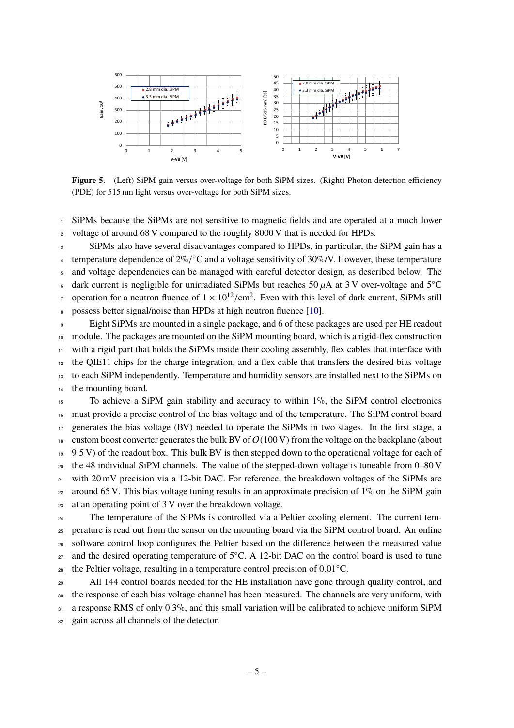**Figure 5**. (Left) SiPM gain versus over-voltage for both SiPM sizes. (Right) Photon detection efficiency (PDE) for 515 nm light versus over-voltage for both SiPM sizes.

SiPMs because the SiPMs are not sensitive to magnetic fields and are operated at a much lower voltage of around 68 V compared to the roughly 8000 V that is needed for HPDs.

SiPMs also have several disadvantages compared to HPDs, in particular, the SiPM gain has a temperature dependence of 2%/°C and a voltage sensitivity of 30%/V. However, these temperature and voltage dependencies can be managed with careful detector design, as described below. The dark current is negligible for unirradiated SiPMs but reaches 50 $\mu$A at 3 V over-voltage and 5°C operation for a neutron fluence of $1 \times 10^{12}/\text{cm}^2$. Even with this level of dark current, SiPMs still possess better signal/noise than HPDs at high neutron fluence [10].

Eight SiPMs are mounted in a single package, and 6 of these packages are used per HE readout module. The packages are mounted on the SiPM mounting board, which is a rigid-flex construction with a rigid part that holds the SiPMs inside their cooling assembly, flex cables that interface with the QIE11 chips for the charge integration, and a flex cable that transfers the desired bias voltage to each SiPM independently. Temperature and humidity sensors are installed next to the SiPMs on the mounting board.

To achieve a SiPM gain stability and accuracy to within 1%, the SiPM control electronics must provide a precise control of the bias voltage and of the temperature. The SiPM control board generates the bias voltage (BV) needed to operate the SiPMs in two stages. In the first stage, a custom boost converter generates the bulk BV of $O(100\,\text{V})$ from the voltage on the backplane (about 9.5 V) of the readout box. This bulk BV is then stepped down to the operational voltage for each of the 48 individual SiPM channels. The value of the stepped-down voltage is tuneable from 0–80 V with 20 mV precision via a 12-bit DAC. For reference, the breakdown voltages of the SiPMs are around 65 V. This bias voltage tuning results in an approximate precision of 1% on the SiPM gain at an operating point of 3 V over the breakdown voltage.

The temperature of the SiPMs is controlled via a Peltier cooling element. The current temperature is read out from the sensor on the mounting board via the SiPM control board. An online software control loop configures the Peltier based on the difference between the measured value and the desired operating temperature of 5°C. A 12-bit DAC on the control board is used to tune the Peltier voltage, resulting in a temperature control precision of 0.01°C.

All 144 control boards needed for the HE installation have gone through quality control, and the response of each bias voltage channel has been measured. The channels are very uniform, with a response RMS of only 0.3%, and this small variation will be calibrated to achieve uniform SiPM gain across all channels of the detector.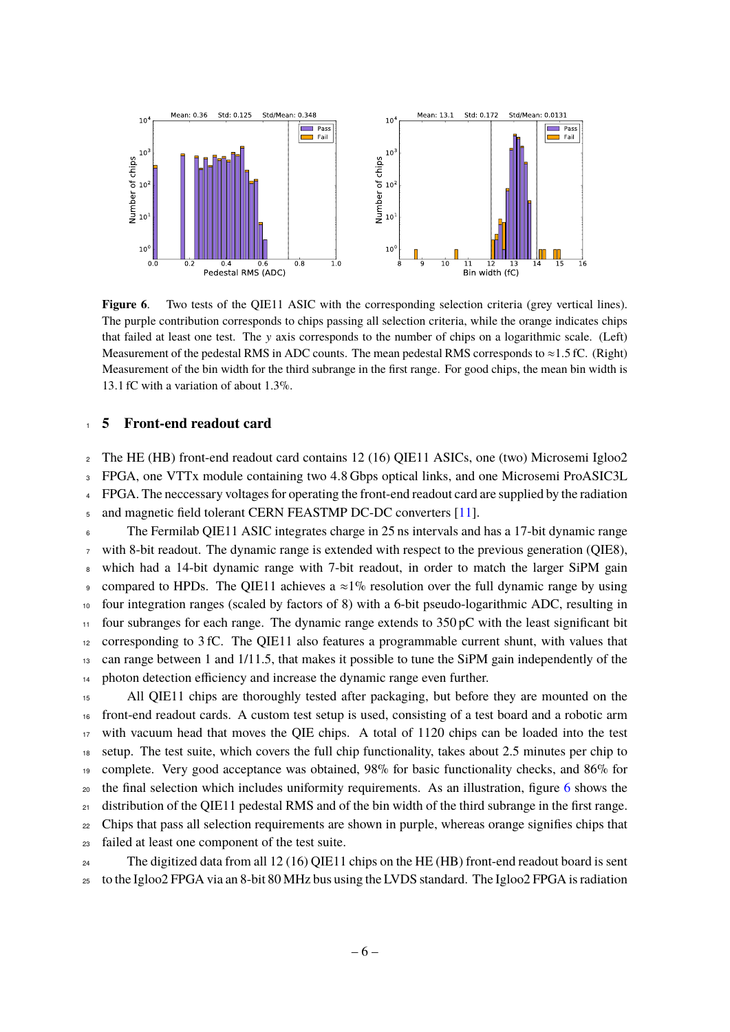**Figure 6**. Two tests of the QIE11 ASIC with the corresponding selection criteria (grey vertical lines). The purple contribution corresponds to chips passing all selection criteria, while the orange indicates chips that failed at least one test. The $y$ axis corresponds to the number of chips on a logarithmic scale. (Left) Measurement of the pedestal RMS in ADC counts. The mean pedestal RMS corresponds to $\approx$1.5 fC. (Right) Measurement of the bin width for the third subrange in the first range. For good chips, the mean bin width is 13.1 fC with a variation of about 1.3%.

## 5 Front-end readout card

The HE (HB) front-end readout card contains 12 (16) QIE11 ASICs, one (two) Microsemi Igloo2 FPGA, one VTTx module containing two 4.8 Gbps optical links, and one Microsemi ProASIC3L FPGA. The neccessary voltages for operating the front-end readout card are supplied by the radiation and magnetic field tolerant CERN FEASTMP DC-DC converters [11].

The Fermilab QIE11 ASIC integrates charge in 25 ns intervals and has a 17-bit dynamic range with 8-bit readout. The dynamic range is extended with respect to the previous generation (QIE8), which had a 14-bit dynamic range with 7-bit readout, in order to match the larger SiPM gain compared to HPDs. The QIE11 achieves a $\approx$1% resolution over the full dynamic range by using four integration ranges (scaled by factors of 8) with a 6-bit pseudo-logarithmic ADC, resulting in four subranges for each range. The dynamic range extends to 350 pC with the least significant bit corresponding to 3 fC. The QIE11 also features a programmable current shunt, with values that can range between 1 and 1/11.5, that makes it possible to tune the SiPM gain independently of the photon detection efficiency and increase the dynamic range even further.

All QIE11 chips are thoroughly tested after packaging, but before they are mounted on the front-end readout cards. A custom test setup is used, consisting of a test board and a robotic arm with vacuum head that moves the QIE chips. A total of 1120 chips can be loaded into the test setup. The test suite, which covers the full chip functionality, takes about 2.5 minutes per chip to complete. Very good acceptance was obtained, 98% for basic functionality checks, and 86% for the final selection which includes uniformity requirements. As an illustration, figure 6 shows the distribution of the QIE11 pedestal RMS and of the bin width of the third subrange in the first range. Chips that pass all selection requirements are shown in purple, whereas orange signifies chips that failed at least one component of the test suite.

The digitized data from all 12 (16) QIE11 chips on the HE (HB) front-end readout board is sent to the Igloo2 FPGA via an 8-bit 80 MHz bus using the LVDS standard. The Igloo2 FPGA is radiation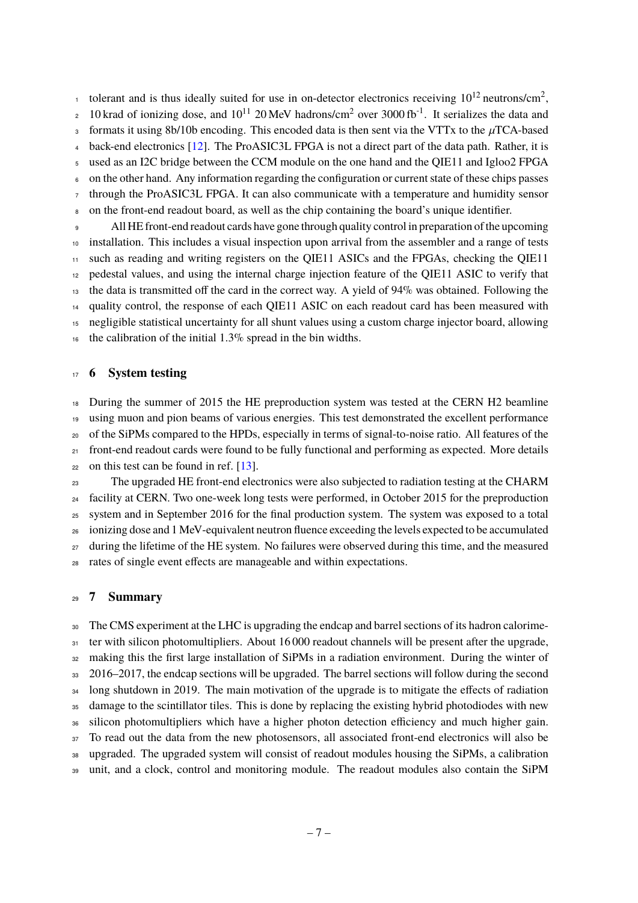tolerant and is thus ideally suited for use in on-detector electronics receiving $10^{12}$ neutrons/cm$^2$, 10 krad of ionizing dose, and $10^{11}$ 20 MeV hadrons/cm$^2$ over 3000 fb$^{-1}$. It serializes the data and formats it using 8b/10b encoding. This encoded data is then sent via the VTTx to the $\mu$TCA-based back-end electronics [12]. The ProASIC3L FPGA is not a direct part of the data path. Rather, it is used as an I2C bridge between the CCM module on the one hand and the QIE11 and Igloo2 FPGA on the other hand. Any information regarding the configuration or current state of these chips passes through the ProASIC3L FPGA. It can also communicate with a temperature and humidity sensor on the front-end readout board, as well as the chip containing the board's unique identifier.

All HE front-end readout cards have gone through quality control in preparation of the upcoming installation. This includes a visual inspection upon arrival from the assembler and a range of tests such as reading and writing registers on the QIE11 ASICs and the FPGAs, checking the QIE11 pedestal values, and using the internal charge injection feature of the QIE11 ASIC to verify that the data is transmitted off the card in the correct way. A yield of 94% was obtained. Following the quality control, the response of each QIE11 ASIC on each readout card has been measured with negligible statistical uncertainty for all shunt values using a custom charge injector board, allowing the calibration of the initial 1.3% spread in the bin widths.

## 6 System testing

During the summer of 2015 the HE preproduction system was tested at the CERN H2 beamline using muon and pion beams of various energies. This test demonstrated the excellent performance of the SiPMs compared to the HPDs, especially in terms of signal-to-noise ratio. All features of the front-end readout cards were found to be fully functional and performing as expected. More details on this test can be found in ref. [13].

The upgraded HE front-end electronics were also subjected to radiation testing at the CHARM facility at CERN. Two one-week long tests were performed, in October 2015 for the preproduction system and in September 2016 for the final production system. The system was exposed to a total ionizing dose and 1 MeV-equivalent neutron fluence exceeding the levels expected to be accumulated during the lifetime of the HE system. No failures were observed during this time, and the measured rates of single event effects are manageable and within expectations.

## 7 Summary

The CMS experiment at the LHC is upgrading the endcap and barrel sections of its hadron calorimeter with silicon photomultipliers. About 16 000 readout channels will be present after the upgrade, making this the first large installation of SiPMs in a radiation environment. During the winter of 2016–2017, the endcap sections will be upgraded. The barrel sections will follow during the second long shutdown in 2019. The main motivation of the upgrade is to mitigate the effects of radiation damage to the scintillator tiles. This is done by replacing the existing hybrid photodiodes with new silicon photomultipliers which have a higher photon detection efficiency and much higher gain. To read out the data from the new photosensors, all associated front-end electronics will also be upgraded. The upgraded system will consist of readout modules housing the SiPMs, a calibration unit, and a clock, control and monitoring module. The readout modules also contain the SiPM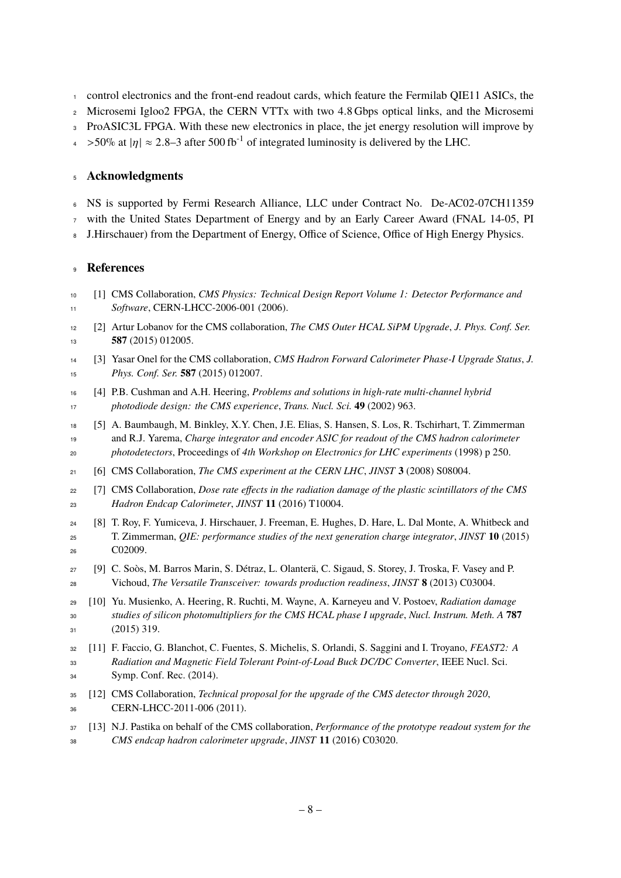control electronics and the front-end readout cards, which feature the Fermilab QIE11 ASICs, the Microsemi Igloo2 FPGA, the CERN VTTx with two 4.8 Gbps optical links, and the Microsemi ProASIC3L FPGA. With these new electronics in place, the jet energy resolution will improve by >50% at $|\eta| \approx 2.8$–3 after 500 fb$^{-1}$ of integrated luminosity is delivered by the LHC.

## Acknowledgments

NS is supported by Fermi Research Alliance, LLC under Contract No. De-AC02-07CH11359 with the United States Department of Energy and by an Early Career Award (FNAL 14-05, PI J.Hirschauer) from the Department of Energy, Office of Science, Office of High Energy Physics.

## References

[1] CMS Collaboration, *CMS Physics: Technical Design Report Volume 1: Detector Performance and Software*, CERN-LHCC-2006-001 (2006).

[2] Artur Lobanov for the CMS collaboration, *The CMS Outer HCAL SiPM Upgrade*, *J. Phys. Conf. Ser.* **587** (2015) 012005.

[3] Yasar Onel for the CMS collaboration, *CMS Hadron Forward Calorimeter Phase-I Upgrade Status*, *J. Phys. Conf. Ser.* **587** (2015) 012007.

[4] P.B. Cushman and A.H. Heering, *Problems and solutions in high-rate multi-channel hybrid photodiode design: the CMS experience*, *Trans. Nucl. Sci.* **49** (2002) 963.

[5] A. Baumbaugh, M. Binkley, X.Y. Chen, J.E. Elias, S. Hansen, S. Los, R. Tschirhart, T. Zimmerman and R.J. Yarema, *Charge integrator and encoder ASIC for readout of the CMS hadron calorimeter photodetectors*, Proceedings of *4th Workshop on Electronics for LHC experiments* (1998) p 250.

[6] CMS Collaboration, *The CMS experiment at the CERN LHC*, *JINST* **3** (2008) S08004.

[7] CMS Collaboration, *Dose rate effects in the radiation damage of the plastic scintillators of the CMS Hadron Endcap Calorimeter*, *JINST* **11** (2016) T10004.

[8] T. Roy, F. Yumiceva, J. Hirschauer, J. Freeman, E. Hughes, D. Hare, L. Dal Monte, A. Whitbeck and T. Zimmerman, *QIE: performance studies of the next generation charge integrator*, *JINST* **10** (2015) C02009.

[9] C. Soòs, M. Barros Marin, S. Détraz, L. Olanterä, C. Sigaud, S. Storey, J. Troska, F. Vasey and P. Vichoud, *The Versatile Transceiver: towards production readiness*, *JINST* **8** (2013) C03004.

[10] Yu. Musienko, A. Heering, R. Ruchti, M. Wayne, A. Karneyeu and V. Postoev, *Radiation damage studies of silicon photomultipliers for the CMS HCAL phase I upgrade*, *Nucl. Instrum. Meth. A* **787** (2015) 319.

[11] F. Faccio, G. Blanchot, C. Fuentes, S. Michelis, S. Orlandi, S. Saggini and I. Troyano, *FEAST2: A Radiation and Magnetic Field Tolerant Point-of-Load Buck DC/DC Converter*, IEEE Nucl. Sci. Symp. Conf. Rec. (2014).

[12] CMS Collaboration, *Technical proposal for the upgrade of the CMS detector through 2020*, CERN-LHCC-2011-006 (2011).

[13] N.J. Pastika on behalf of the CMS collaboration, *Performance of the prototype readout system for the CMS endcap hadron calorimeter upgrade*, *JINST* **11** (2016) C03020.